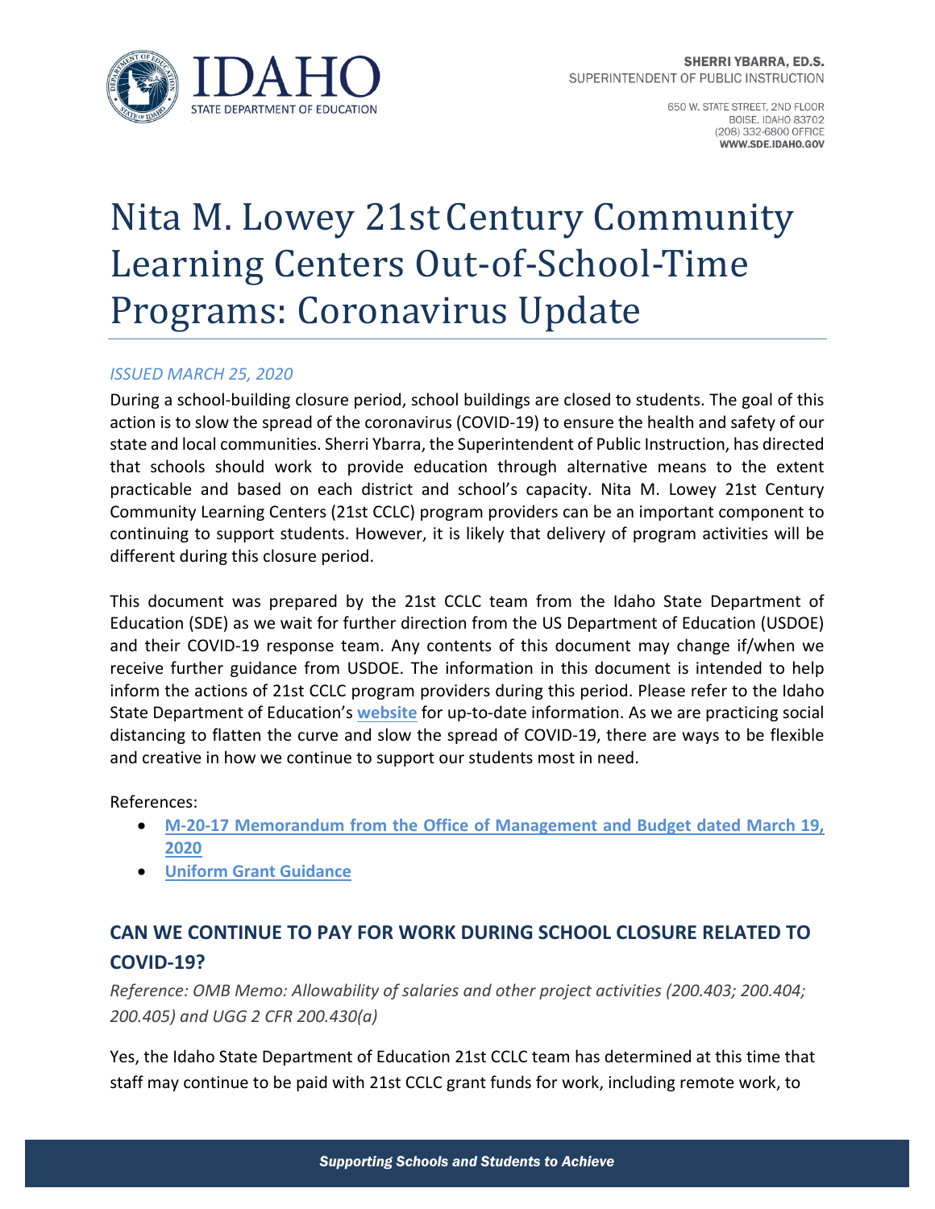SHERRI YBARRA, ED.S.
SUPERINTENDENT OF PUBLIC INSTRUCTION

650 W. STATE STREET, 2ND FLOOR
BOISE, IDAHO 83702
(208) 332-6800 OFFICE
WWW.SDE.IDAHO.GOV

# Nita M. Lowey 21st Century Community Learning Centers Out-of-School-Time Programs: Coronavirus Update

*ISSUED MARCH 25, 2020*

During a school-building closure period, school buildings are closed to students. The goal of this action is to slow the spread of the coronavirus (COVID-19) to ensure the health and safety of our state and local communities. Sherri Ybarra, the Superintendent of Public Instruction, has directed that schools should work to provide education through alternative means to the extent practicable and based on each district and school's capacity. Nita M. Lowey 21st Century Community Learning Centers (21st CCLC) program providers can be an important component to continuing to support students. However, it is likely that delivery of program activities will be different during this closure period.

This document was prepared by the 21st CCLC team from the Idaho State Department of Education (SDE) as we wait for further direction from the US Department of Education (USDOE) and their COVID-19 response team. Any contents of this document may change if/when we receive further guidance from USDOE. The information in this document is intended to help inform the actions of 21st CCLC program providers during this period. Please refer to the Idaho State Department of Education's **website** for up-to-date information. As we are practicing social distancing to flatten the curve and slow the spread of COVID-19, there are ways to be flexible and creative in how we continue to support our students most in need.

References:

- **M-20-17 Memorandum from the Office of Management and Budget dated March 19, 2020**
- **Uniform Grant Guidance**

## CAN WE CONTINUE TO PAY FOR WORK DURING SCHOOL CLOSURE RELATED TO COVID-19?

*Reference: OMB Memo: Allowability of salaries and other project activities (200.403; 200.404; 200.405) and UGG 2 CFR 200.430(a)*

Yes, the Idaho State Department of Education 21st CCLC team has determined at this time that staff may continue to be paid with 21st CCLC grant funds for work, including remote work, to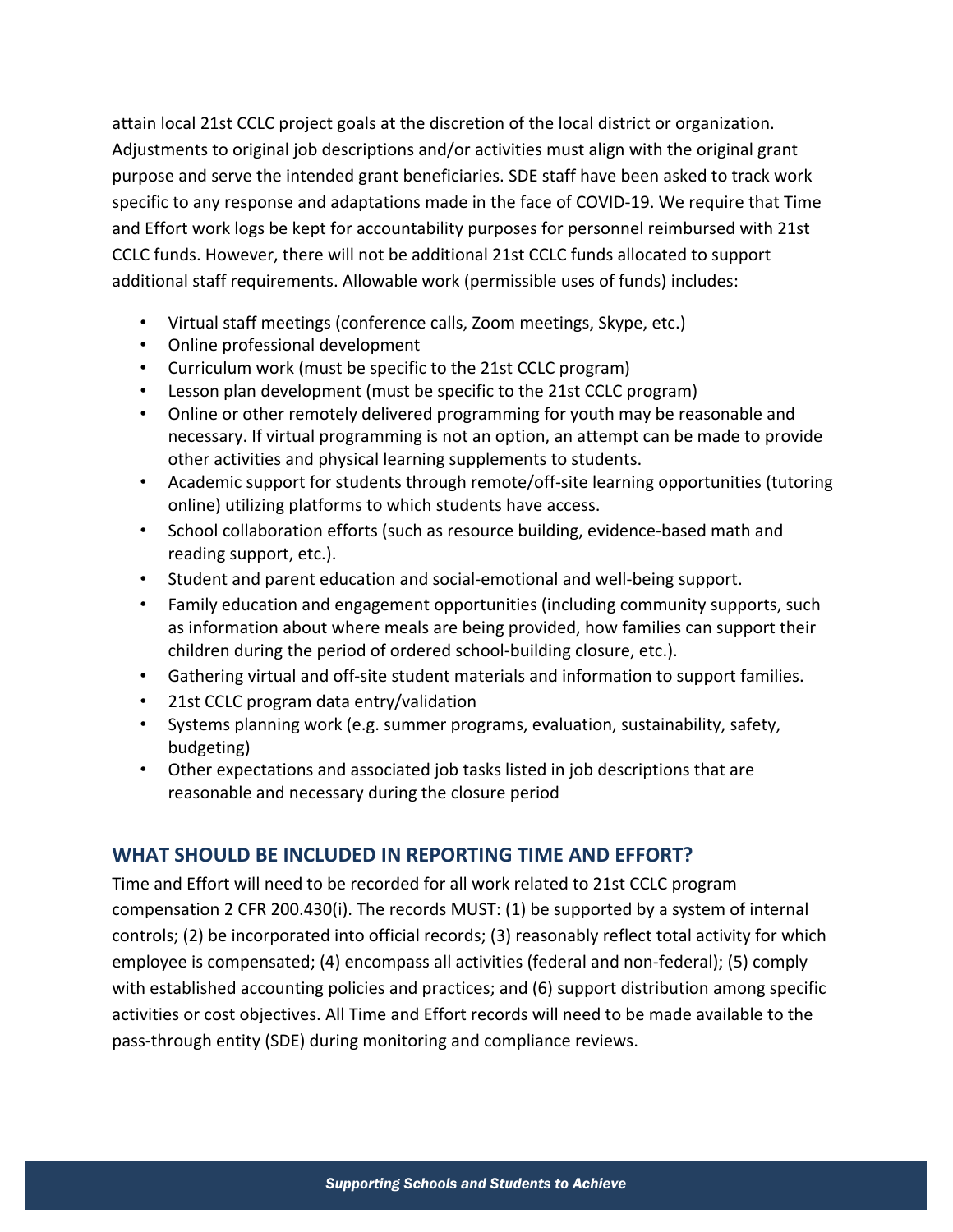attain local 21st CCLC project goals at the discretion of the local district or organization. Adjustments to original job descriptions and/or activities must align with the original grant purpose and serve the intended grant beneficiaries. SDE staff have been asked to track work specific to any response and adaptations made in the face of COVID-19. We require that Time and Effort work logs be kept for accountability purposes for personnel reimbursed with 21st CCLC funds. However, there will not be additional 21st CCLC funds allocated to support additional staff requirements. Allowable work (permissible uses of funds) includes:

- Virtual staff meetings (conference calls, Zoom meetings, Skype, etc.)
- Online professional development
- Curriculum work (must be specific to the 21st CCLC program)
- Lesson plan development (must be specific to the 21st CCLC program)
- Online or other remotely delivered programming for youth may be reasonable and necessary. If virtual programming is not an option, an attempt can be made to provide other activities and physical learning supplements to students.
- Academic support for students through remote/off-site learning opportunities (tutoring online) utilizing platforms to which students have access.
- School collaboration efforts (such as resource building, evidence-based math and reading support, etc.).
- Student and parent education and social-emotional and well-being support.
- Family education and engagement opportunities (including community supports, such as information about where meals are being provided, how families can support their children during the period of ordered school-building closure, etc.).
- Gathering virtual and off-site student materials and information to support families.
- 21st CCLC program data entry/validation
- Systems planning work (e.g. summer programs, evaluation, sustainability, safety, budgeting)
- Other expectations and associated job tasks listed in job descriptions that are reasonable and necessary during the closure period

## WHAT SHOULD BE INCLUDED IN REPORTING TIME AND EFFORT?

Time and Effort will need to be recorded for all work related to 21st CCLC program compensation 2 CFR 200.430(i). The records MUST: (1) be supported by a system of internal controls; (2) be incorporated into official records; (3) reasonably reflect total activity for which employee is compensated; (4) encompass all activities (federal and non-federal); (5) comply with established accounting policies and practices; and (6) support distribution among specific activities or cost objectives. All Time and Effort records will need to be made available to the pass-through entity (SDE) during monitoring and compliance reviews.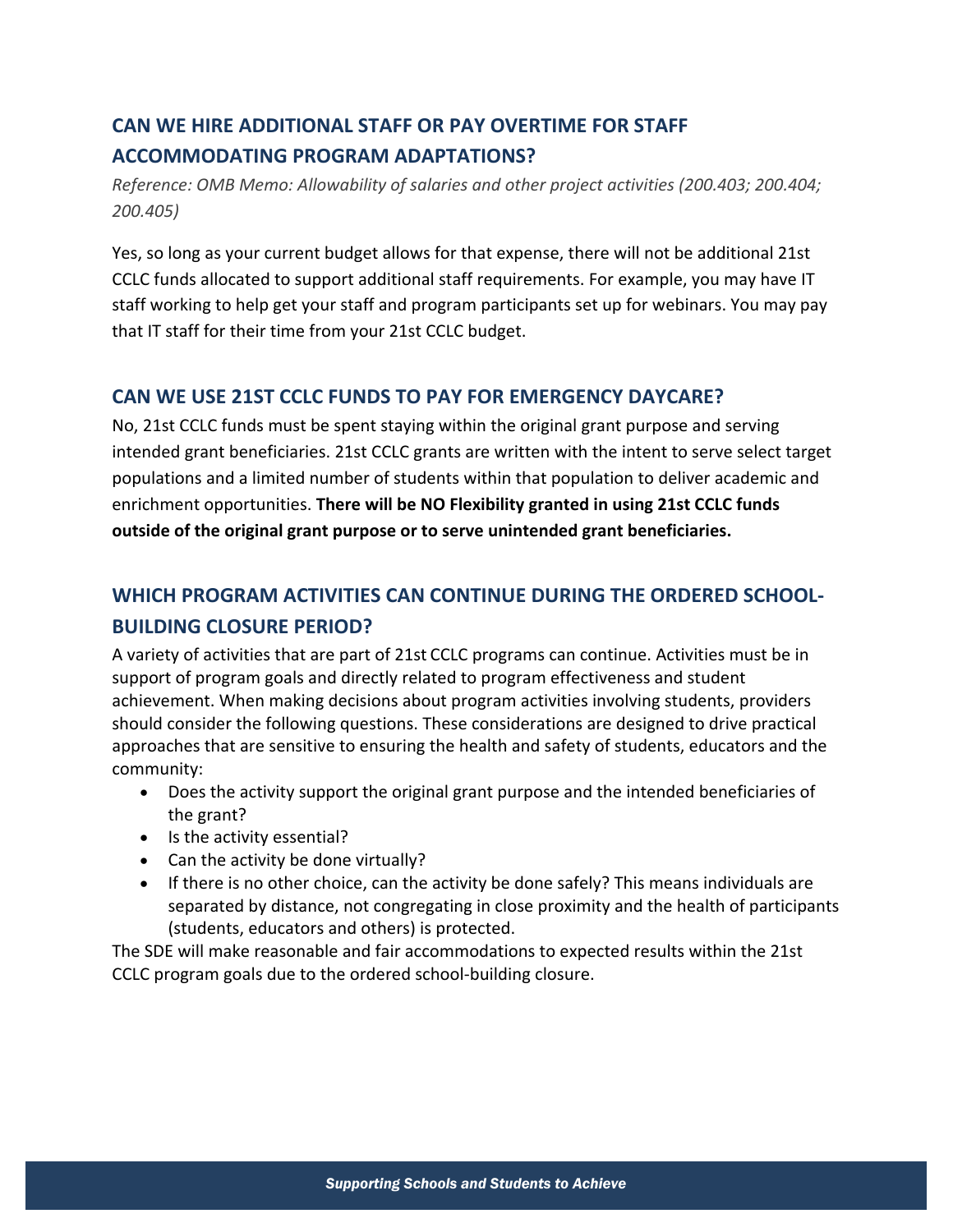## CAN WE HIRE ADDITIONAL STAFF OR PAY OVERTIME FOR STAFF ACCOMMODATING PROGRAM ADAPTATIONS?

*Reference: OMB Memo: Allowability of salaries and other project activities (200.403; 200.404; 200.405)*

Yes, so long as your current budget allows for that expense, there will not be additional 21st CCLC funds allocated to support additional staff requirements. For example, you may have IT staff working to help get your staff and program participants set up for webinars. You may pay that IT staff for their time from your 21st CCLC budget.

## CAN WE USE 21ST CCLC FUNDS TO PAY FOR EMERGENCY DAYCARE?

No, 21st CCLC funds must be spent staying within the original grant purpose and serving intended grant beneficiaries. 21st CCLC grants are written with the intent to serve select target populations and a limited number of students within that population to deliver academic and enrichment opportunities. **There will be NO Flexibility granted in using 21st CCLC funds outside of the original grant purpose or to serve unintended grant beneficiaries.**

## WHICH PROGRAM ACTIVITIES CAN CONTINUE DURING THE ORDERED SCHOOL-BUILDING CLOSURE PERIOD?

A variety of activities that are part of 21st CCLC programs can continue. Activities must be in support of program goals and directly related to program effectiveness and student achievement. When making decisions about program activities involving students, providers should consider the following questions. These considerations are designed to drive practical approaches that are sensitive to ensuring the health and safety of students, educators and the community:

- Does the activity support the original grant purpose and the intended beneficiaries of the grant?
- Is the activity essential?
- Can the activity be done virtually?
- If there is no other choice, can the activity be done safely? This means individuals are separated by distance, not congregating in close proximity and the health of participants (students, educators and others) is protected.

The SDE will make reasonable and fair accommodations to expected results within the 21st CCLC program goals due to the ordered school-building closure.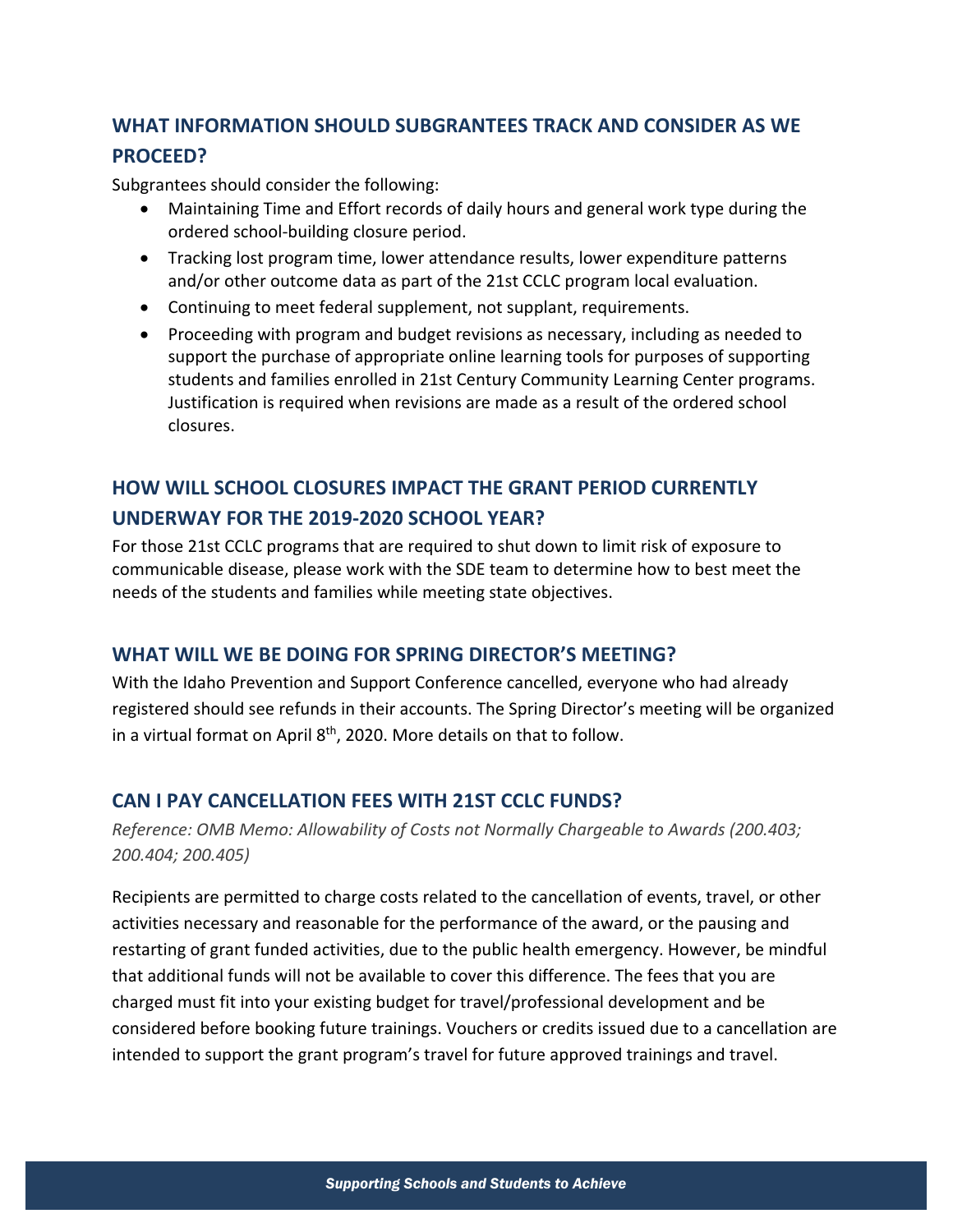## WHAT INFORMATION SHOULD SUBGRANTEES TRACK AND CONSIDER AS WE PROCEED?

Subgrantees should consider the following:

- Maintaining Time and Effort records of daily hours and general work type during the ordered school-building closure period.
- Tracking lost program time, lower attendance results, lower expenditure patterns and/or other outcome data as part of the 21st CCLC program local evaluation.
- Continuing to meet federal supplement, not supplant, requirements.
- Proceeding with program and budget revisions as necessary, including as needed to support the purchase of appropriate online learning tools for purposes of supporting students and families enrolled in 21st Century Community Learning Center programs. Justification is required when revisions are made as a result of the ordered school closures.

## HOW WILL SCHOOL CLOSURES IMPACT THE GRANT PERIOD CURRENTLY UNDERWAY FOR THE 2019-2020 SCHOOL YEAR?

For those 21st CCLC programs that are required to shut down to limit risk of exposure to communicable disease, please work with the SDE team to determine how to best meet the needs of the students and families while meeting state objectives.

## WHAT WILL WE BE DOING FOR SPRING DIRECTOR'S MEETING?

With the Idaho Prevention and Support Conference cancelled, everyone who had already registered should see refunds in their accounts. The Spring Director's meeting will be organized in a virtual format on April 8th, 2020. More details on that to follow.

## CAN I PAY CANCELLATION FEES WITH 21ST CCLC FUNDS?

*Reference: OMB Memo: Allowability of Costs not Normally Chargeable to Awards (200.403; 200.404; 200.405)*

Recipients are permitted to charge costs related to the cancellation of events, travel, or other activities necessary and reasonable for the performance of the award, or the pausing and restarting of grant funded activities, due to the public health emergency. However, be mindful that additional funds will not be available to cover this difference. The fees that you are charged must fit into your existing budget for travel/professional development and be considered before booking future trainings. Vouchers or credits issued due to a cancellation are intended to support the grant program's travel for future approved trainings and travel.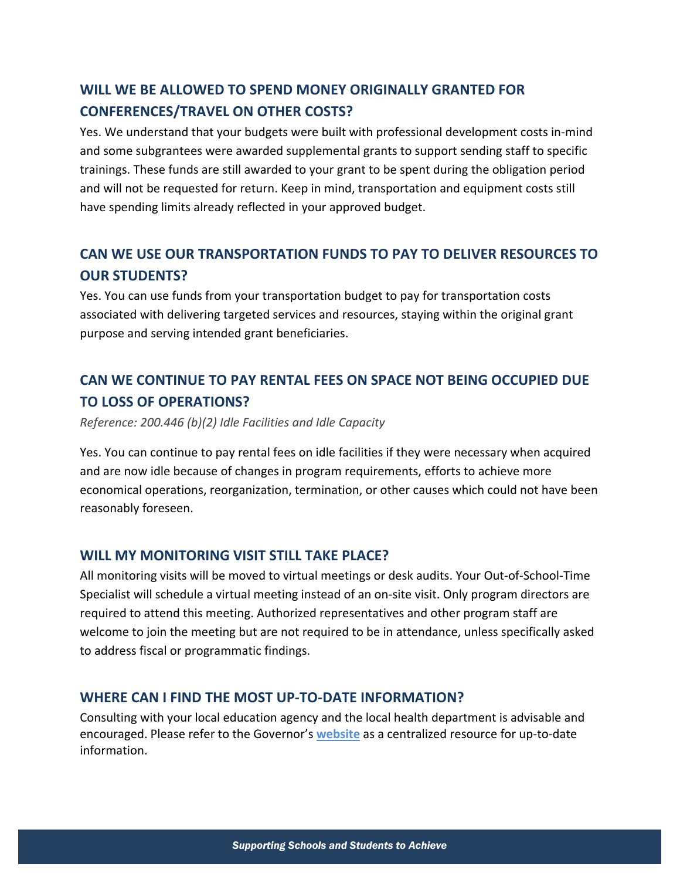## WILL WE BE ALLOWED TO SPEND MONEY ORIGINALLY GRANTED FOR CONFERENCES/TRAVEL ON OTHER COSTS?

Yes. We understand that your budgets were built with professional development costs in-mind and some subgrantees were awarded supplemental grants to support sending staff to specific trainings. These funds are still awarded to your grant to be spent during the obligation period and will not be requested for return. Keep in mind, transportation and equipment costs still have spending limits already reflected in your approved budget.

## CAN WE USE OUR TRANSPORTATION FUNDS TO PAY TO DELIVER RESOURCES TO OUR STUDENTS?

Yes. You can use funds from your transportation budget to pay for transportation costs associated with delivering targeted services and resources, staying within the original grant purpose and serving intended grant beneficiaries.

## CAN WE CONTINUE TO PAY RENTAL FEES ON SPACE NOT BEING OCCUPIED DUE TO LOSS OF OPERATIONS?

*Reference: 200.446 (b)(2) Idle Facilities and Idle Capacity*

Yes. You can continue to pay rental fees on idle facilities if they were necessary when acquired and are now idle because of changes in program requirements, efforts to achieve more economical operations, reorganization, termination, or other causes which could not have been reasonably foreseen.

## WILL MY MONITORING VISIT STILL TAKE PLACE?

All monitoring visits will be moved to virtual meetings or desk audits. Your Out-of-School-Time Specialist will schedule a virtual meeting instead of an on-site visit. Only program directors are required to attend this meeting. Authorized representatives and other program staff are welcome to join the meeting but are not required to be in attendance, unless specifically asked to address fiscal or programmatic findings.

## WHERE CAN I FIND THE MOST UP-TO-DATE INFORMATION?

Consulting with your local education agency and the local health department is advisable and encouraged. Please refer to the Governor's **website** as a centralized resource for up-to-date information.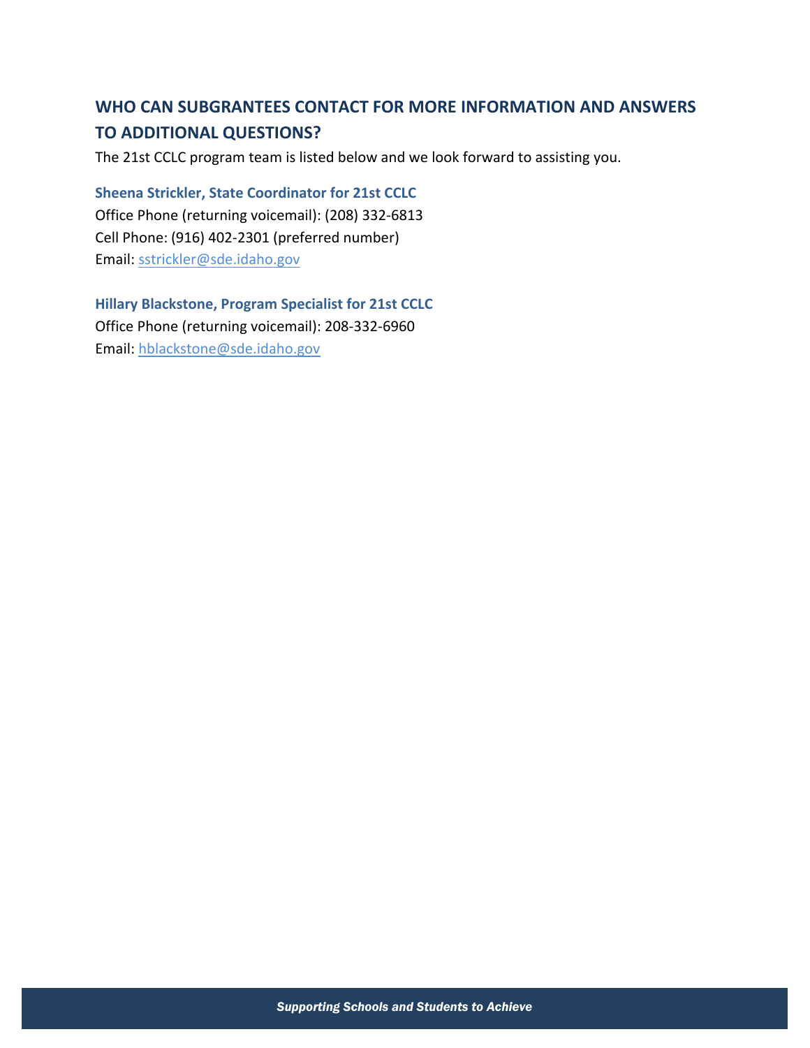## WHO CAN SUBGRANTEES CONTACT FOR MORE INFORMATION AND ANSWERS TO ADDITIONAL QUESTIONS?

The 21st CCLC program team is listed below and we look forward to assisting you.

**Sheena Strickler, State Coordinator for 21st CCLC**
Office Phone (returning voicemail): (208) 332-6813
Cell Phone: (916) 402-2301 (preferred number)
Email: sstrickler@sde.idaho.gov

**Hillary Blackstone, Program Specialist for 21st CCLC**
Office Phone (returning voicemail): 208-332-6960
Email: hblackstone@sde.idaho.gov